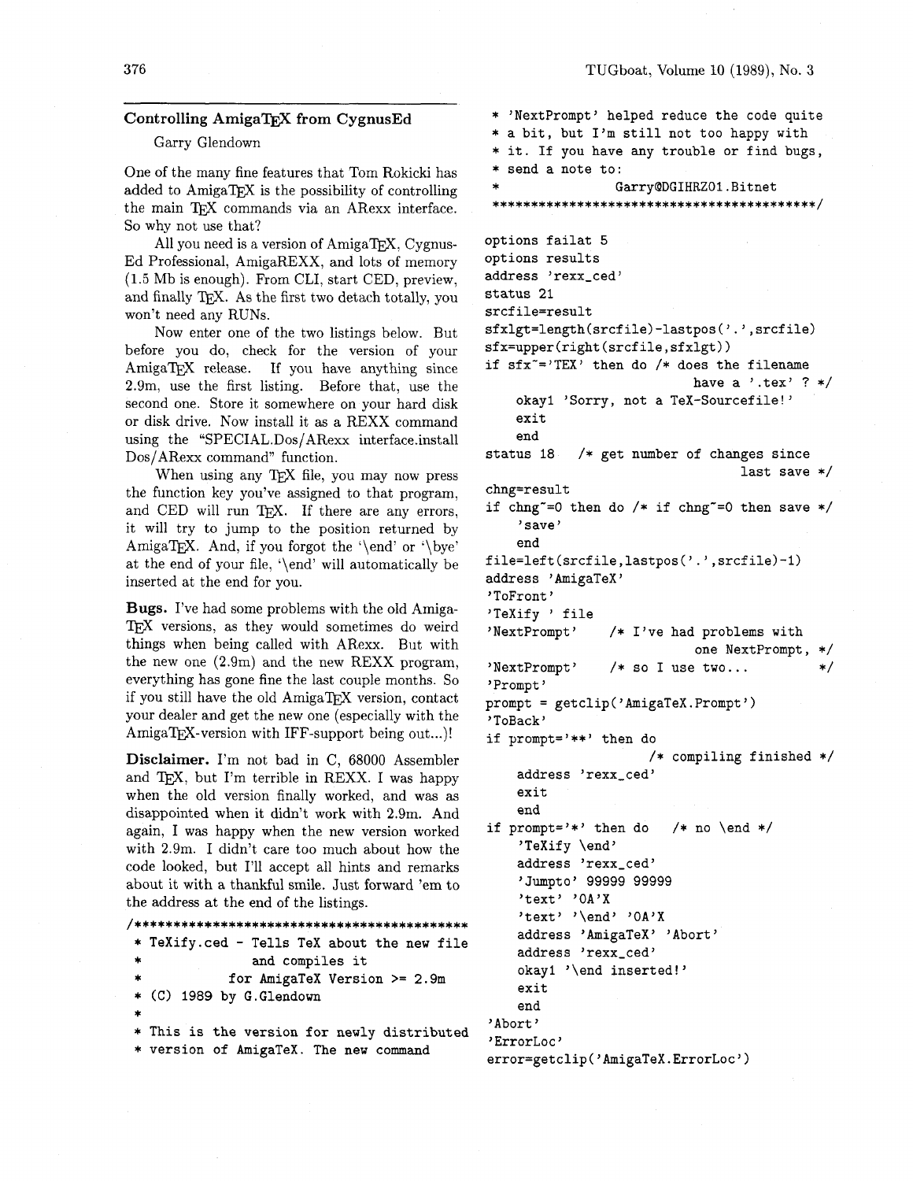## Controlling AmigaTeX from CygnusEd

Garry Glendown

One of the many fine features that Tom Rokicki has added to AmigaTeX is the possibility of controlling the main TeX commands via an ARexx interface. So why not use that?

All you need is a version of AmigaTeX, Cygnus-Ed Professional, AmigaREXX, and lots of memory (1.5 Mb is enough). From CLI, start CED, preview, and finally TeX. As the first two detach totally, you won't need any RUNs.

Now enter one of the two listings below. But before you do, check for the version of your AmigaTeX release. If you have anything since 2.9m, use the first listing. Before that, use the second one. Store it somewhere on your hard disk or disk drive. Now install it as a REXX command using the "SPECIAL.Dos/ARexx interface.install Dos/ARexx command" function.

When using any TeX file, you may now press the function key you've assigned to that program, and CED will run TeX. If there are any errors, it will try to jump to the position returned by AmigaTeX. And, if you forgot the '\end' or '\bye' at the end of your file, '\end' will automatically be inserted at the end for you.

**Bugs.** I've had some problems with the old AmigaTeX versions, as they would sometimes do weird things when being called with ARexx. But with the new one (2.9m) and the new REXX program, everything has gone fine the last couple months. So if you still have the old AmigaTeX version, contact your dealer and get the new one (especially with the AmigaTeX-version with IFF-support being out...)!

**Disclaimer.** I'm not bad in C, 68000 Assembler and TeX, but I'm terrible in REXX. I was happy when the old version finally worked, and was as disappointed when it didn't work with 2.9m. And again, I was happy when the new version worked with 2.9m. I didn't care too much about how the code looked, but I'll accept all hints and remarks about it with a thankful smile. Just forward 'em to the address at the end of the listings.

```
/********************************************
 * TeXify.ced - Tells TeX about the new file
 *              and compiles it
 *          for AmigaTeX Version >= 2.9m
 * (C) 1989 by G.Glendown
 *
 * This is the version for newly distributed
 * version of AmigaTeX. The new command
 * 'NextPrompt' helped reduce the code quite
 * a bit, but I'm still not too happy with
 * it. If you have any trouble or find bugs,
 * send a note to:
 *              Garry@DGIHRZ01.Bitnet
 ******************************************/

options failat 5
options results
address 'rexx_ced'
status 21
srcfile=result
sfxlgt=length(srcfile)-lastpos('.',srcfile)
sfx=upper(right(srcfile,sfxlgt))
if sfx~='TEX' then do /* does the filename
                         have a '.tex' ? */
    okay1 'Sorry, not a TeX-Sourcefile!'
    exit
    end
status 18   /* get number of changes since
                                last save */
chng=result
if chng~=0 then do /* if chng~=0 then save */
    'save'
    end
file=left(srcfile,lastpos('.',srcfile)-1)
address 'AmigaTeX'
'ToFront'
'TeXify ' file
'NextPrompt'    /* I've had problems with
                          one NextPrompt, */
'NextPrompt'    /* so I use two...        */
'Prompt'
prompt = getclip('AmigaTeX.Prompt')
'ToBack'
if prompt='**' then do
                   /* compiling finished */
    address 'rexx_ced'
    exit
    end
if prompt='*' then do    /* no \end */
    'TeXify \end'
    address 'rexx_ced'
    'Jumpto' 99999 99999
    'text' '0A'X
    'text' '\end' '0A'X
    address 'AmigaTeX' 'Abort'
    address 'rexx_ced'
    okay1 '\end inserted!'
    exit
    end
'Abort'
'ErrorLoc'
error=getclip('AmigaTeX.ErrorLoc')
```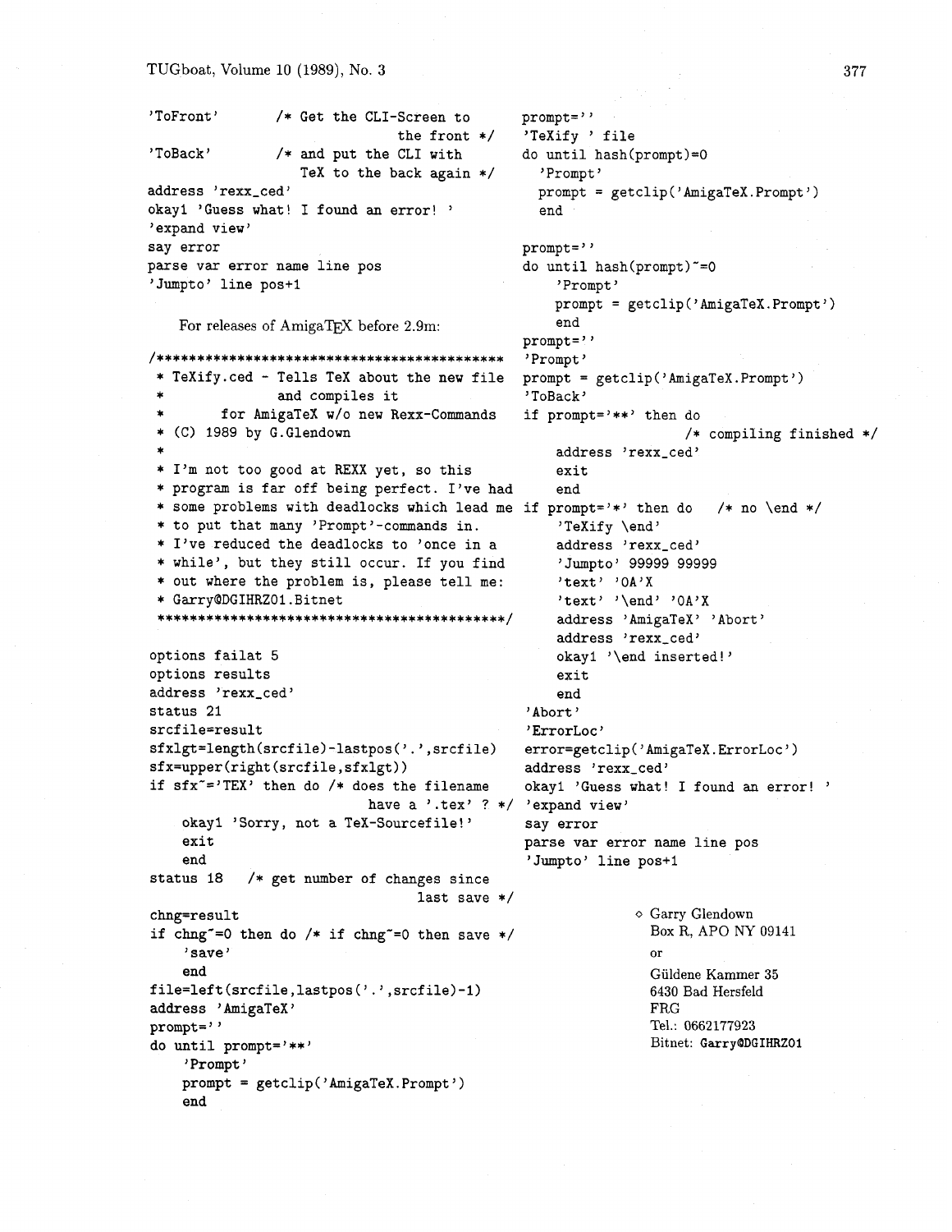```
'ToFront'       /* Get the CLI-Screen to
                              the front */
'ToBack'        /* and put the CLI with
                   TeX to the back again */
address 'rexx_ced'
okay1 'Guess what! I found an error! '
'expand view'
say error
parse var error name line pos
'Jumpto' line pos+1
```

For releases of AmigaTeX before 2.9m:

```
/*******************************************
 * TeXify.ced - Tells TeX about the new file
 *              and compiles it
 *       for AmigaTeX w/o new Rexx-Commands
 * (C) 1989 by G.Glendown
 *
 * I'm not too good at REXX yet, so this
 * program is far off being perfect. I've had
 * some problems with deadlocks which lead me
 * to put that many 'Prompt'-commands in.
 * I've reduced the deadlocks to 'once in a
 * while', but they still occur. If you find
 * out where the problem is, please tell me:
 * Garry@DGIHRZ01.Bitnet
 *******************************************/

options failat 5
options results
address 'rexx_ced'
status 21
srcfile=result
sfxlgt=length(srcfile)-lastpos('.',srcfile)
sfx=upper(right(srcfile,sfxlgt))
if sfx~='TEX' then do /* does the filename
                         have a '.tex' ? */
    okay1 'Sorry, not a TeX-Sourcefile!'
    exit
    end
status 18   /* get number of changes since
                                 last save */
chng=result
if chng~=0 then do /* if chng~=0 then save */
    'save'
    end
file=left(srcfile,lastpos('.',srcfile)-1)
address 'AmigaTeX'
prompt=''
do until prompt='**'
    'Prompt'
    prompt = getclip('AmigaTeX.Prompt')
    end
prompt=''
'TeXify ' file
do until hash(prompt)=0
  'Prompt'
  prompt = getclip('AmigaTeX.Prompt')
  end

prompt=''
do until hash(prompt)~=0
    'Prompt'
    prompt = getclip('AmigaTeX.Prompt')
    end
prompt=''
'Prompt'
prompt = getclip('AmigaTeX.Prompt')
'ToBack'
if prompt='**' then do
                        /* compiling finished */
    address 'rexx_ced'
    exit
    end
if prompt='*' then do   /* no \end */
    'TeXify \end'
    address 'rexx_ced'
    'Jumpto' 99999 99999
    'text' '0A'X
    'text' '\end' '0A'X
    address 'AmigaTeX' 'Abort'
    address 'rexx_ced'
    okay1 '\end inserted!'
    exit
    end
'Abort'
'ErrorLoc'
error=getclip('AmigaTeX.ErrorLoc')
address 'rexx_ced'
okay1 'Guess what! I found an error! '
'expand view'
say error
parse var error name line pos
'Jumpto' line pos+1
```

◇ Garry Glendown
Box R, APO NY 09141
or
Güldene Kammer 35
6430 Bad Hersfeld
FRG
Tel.: 0662177923
Bitnet: Garry@DGIHRZ01